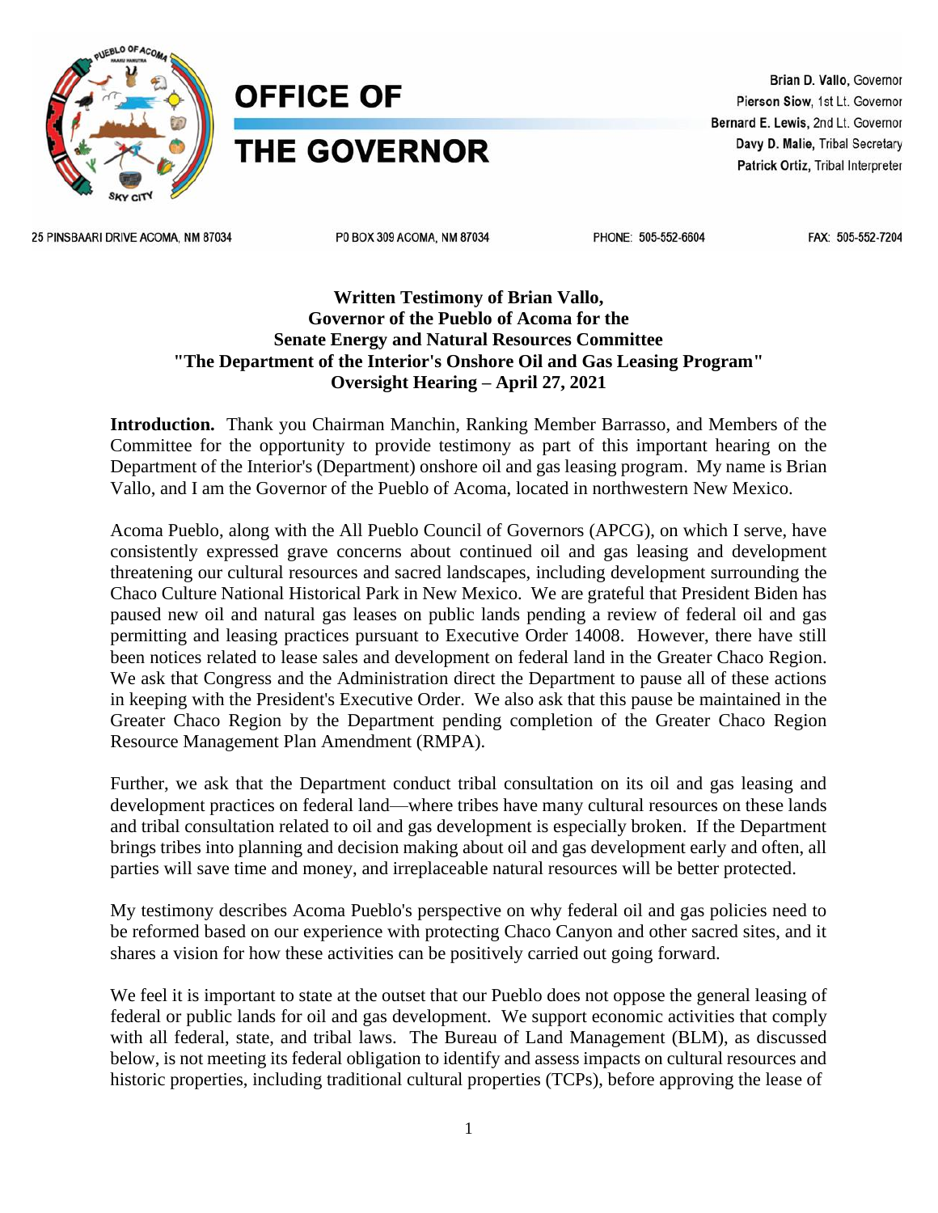# OFFICE OF THE GOVERNOR

Brian D. Vallo, Governor
Pierson Siow, 1st Lt. Governor
Bernard E. Lewis, 2nd Lt. Governor
Davy D. Malie, Tribal Secretary
Patrick Ortiz, Tribal Interpreter

25 PINSBAARI DRIVE ACOMA, NM 87034 | PO BOX 309 ACOMA, NM 87034 | PHONE: 505-552-6604 | FAX: 505-552-7204

**Written Testimony of Brian Vallo,**
**Governor of the Pueblo of Acoma for the**
**Senate Energy and Natural Resources Committee**
**"The Department of the Interior's Onshore Oil and Gas Leasing Program"**
**Oversight Hearing – April 27, 2021**

**Introduction.** Thank you Chairman Manchin, Ranking Member Barrasso, and Members of the Committee for the opportunity to provide testimony as part of this important hearing on the Department of the Interior's (Department) onshore oil and gas leasing program. My name is Brian Vallo, and I am the Governor of the Pueblo of Acoma, located in northwestern New Mexico.

Acoma Pueblo, along with the All Pueblo Council of Governors (APCG), on which I serve, have consistently expressed grave concerns about continued oil and gas leasing and development threatening our cultural resources and sacred landscapes, including development surrounding the Chaco Culture National Historical Park in New Mexico. We are grateful that President Biden has paused new oil and natural gas leases on public lands pending a review of federal oil and gas permitting and leasing practices pursuant to Executive Order 14008. However, there have still been notices related to lease sales and development on federal land in the Greater Chaco Region. We ask that Congress and the Administration direct the Department to pause all of these actions in keeping with the President's Executive Order. We also ask that this pause be maintained in the Greater Chaco Region by the Department pending completion of the Greater Chaco Region Resource Management Plan Amendment (RMPA).

Further, we ask that the Department conduct tribal consultation on its oil and gas leasing and development practices on federal land—where tribes have many cultural resources on these lands and tribal consultation related to oil and gas development is especially broken. If the Department brings tribes into planning and decision making about oil and gas development early and often, all parties will save time and money, and irreplaceable natural resources will be better protected.

My testimony describes Acoma Pueblo's perspective on why federal oil and gas policies need to be reformed based on our experience with protecting Chaco Canyon and other sacred sites, and it shares a vision for how these activities can be positively carried out going forward.

We feel it is important to state at the outset that our Pueblo does not oppose the general leasing of federal or public lands for oil and gas development. We support economic activities that comply with all federal, state, and tribal laws. The Bureau of Land Management (BLM), as discussed below, is not meeting its federal obligation to identify and assess impacts on cultural resources and historic properties, including traditional cultural properties (TCPs), before approving the lease of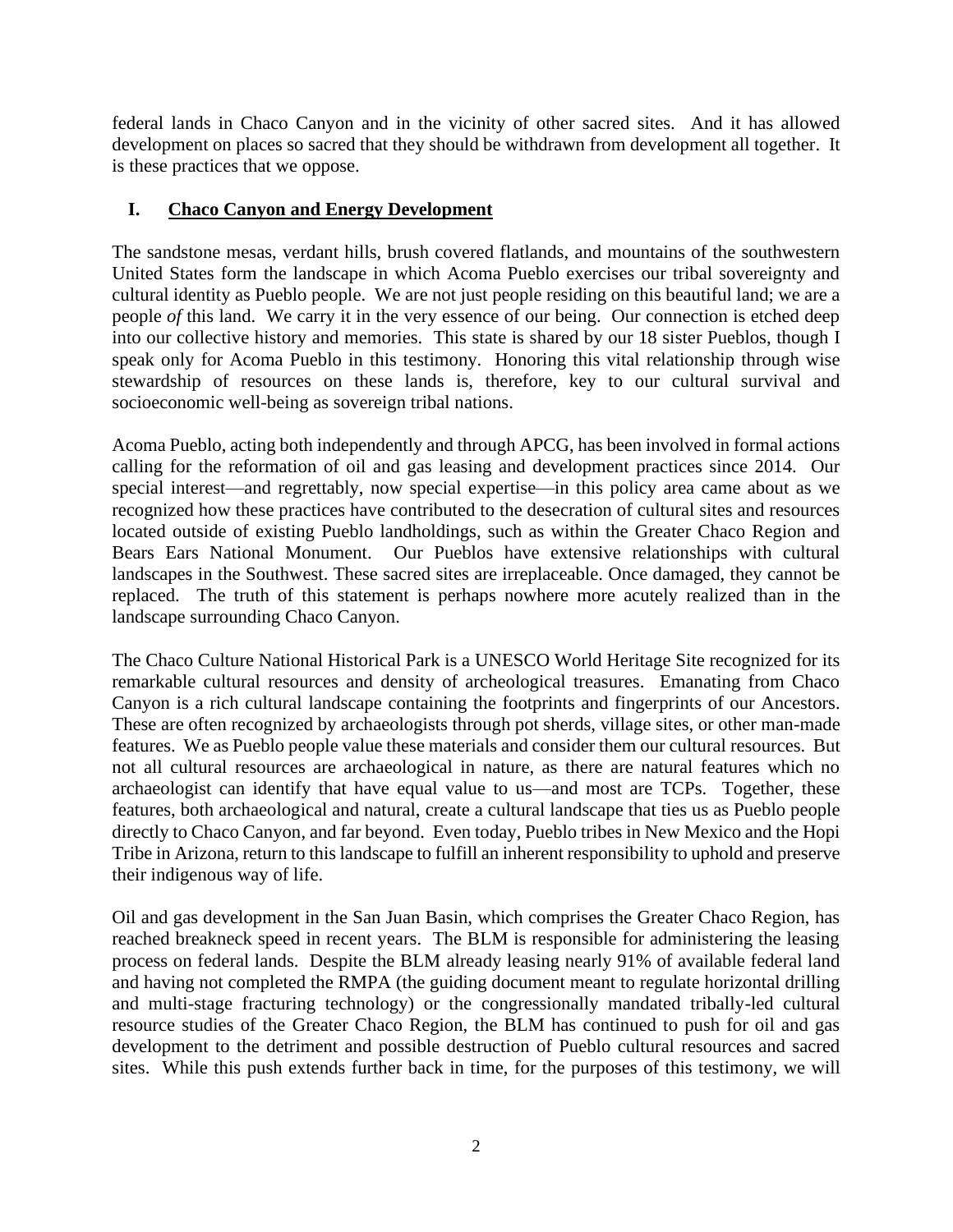federal lands in Chaco Canyon and in the vicinity of other sacred sites. And it has allowed development on places so sacred that they should be withdrawn from development all together. It is these practices that we oppose.

## I. <u>Chaco Canyon and Energy Development</u>

The sandstone mesas, verdant hills, brush covered flatlands, and mountains of the southwestern United States form the landscape in which Acoma Pueblo exercises our tribal sovereignty and cultural identity as Pueblo people. We are not just people residing on this beautiful land; we are a people *of* this land. We carry it in the very essence of our being. Our connection is etched deep into our collective history and memories. This state is shared by our 18 sister Pueblos, though I speak only for Acoma Pueblo in this testimony. Honoring this vital relationship through wise stewardship of resources on these lands is, therefore, key to our cultural survival and socioeconomic well-being as sovereign tribal nations.

Acoma Pueblo, acting both independently and through APCG, has been involved in formal actions calling for the reformation of oil and gas leasing and development practices since 2014. Our special interest—and regrettably, now special expertise—in this policy area came about as we recognized how these practices have contributed to the desecration of cultural sites and resources located outside of existing Pueblo landholdings, such as within the Greater Chaco Region and Bears Ears National Monument. Our Pueblos have extensive relationships with cultural landscapes in the Southwest. These sacred sites are irreplaceable. Once damaged, they cannot be replaced. The truth of this statement is perhaps nowhere more acutely realized than in the landscape surrounding Chaco Canyon.

The Chaco Culture National Historical Park is a UNESCO World Heritage Site recognized for its remarkable cultural resources and density of archeological treasures. Emanating from Chaco Canyon is a rich cultural landscape containing the footprints and fingerprints of our Ancestors. These are often recognized by archaeologists through pot sherds, village sites, or other man-made features. We as Pueblo people value these materials and consider them our cultural resources. But not all cultural resources are archaeological in nature, as there are natural features which no archaeologist can identify that have equal value to us—and most are TCPs. Together, these features, both archaeological and natural, create a cultural landscape that ties us as Pueblo people directly to Chaco Canyon, and far beyond. Even today, Pueblo tribes in New Mexico and the Hopi Tribe in Arizona, return to this landscape to fulfill an inherent responsibility to uphold and preserve their indigenous way of life.

Oil and gas development in the San Juan Basin, which comprises the Greater Chaco Region, has reached breakneck speed in recent years. The BLM is responsible for administering the leasing process on federal lands. Despite the BLM already leasing nearly 91% of available federal land and having not completed the RMPA (the guiding document meant to regulate horizontal drilling and multi-stage fracturing technology) or the congressionally mandated tribally-led cultural resource studies of the Greater Chaco Region, the BLM has continued to push for oil and gas development to the detriment and possible destruction of Pueblo cultural resources and sacred sites. While this push extends further back in time, for the purposes of this testimony, we will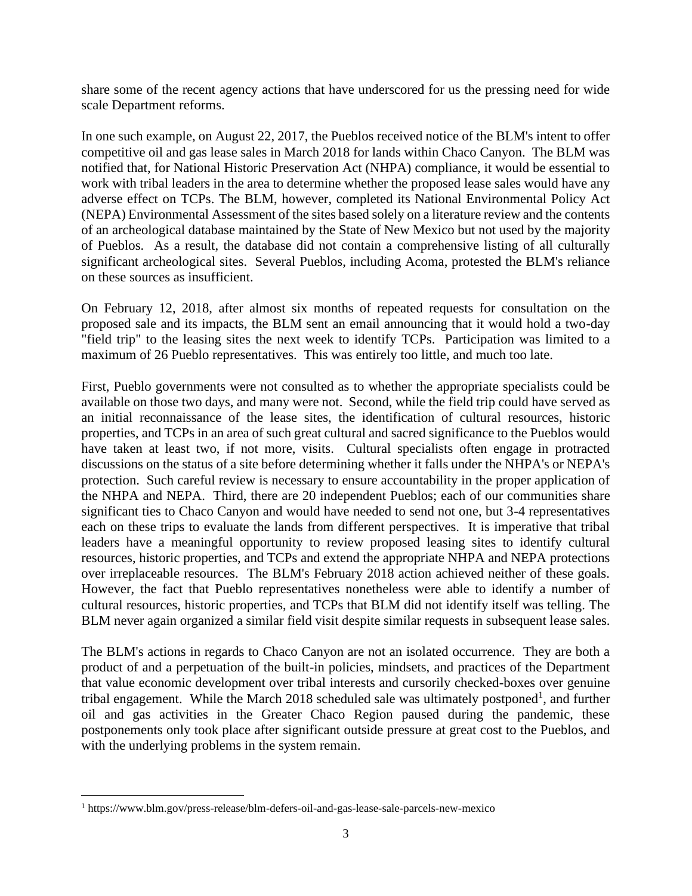share some of the recent agency actions that have underscored for us the pressing need for wide scale Department reforms.

In one such example, on August 22, 2017, the Pueblos received notice of the BLM's intent to offer competitive oil and gas lease sales in March 2018 for lands within Chaco Canyon. The BLM was notified that, for National Historic Preservation Act (NHPA) compliance, it would be essential to work with tribal leaders in the area to determine whether the proposed lease sales would have any adverse effect on TCPs. The BLM, however, completed its National Environmental Policy Act (NEPA) Environmental Assessment of the sites based solely on a literature review and the contents of an archeological database maintained by the State of New Mexico but not used by the majority of Pueblos. As a result, the database did not contain a comprehensive listing of all culturally significant archeological sites. Several Pueblos, including Acoma, protested the BLM's reliance on these sources as insufficient.

On February 12, 2018, after almost six months of repeated requests for consultation on the proposed sale and its impacts, the BLM sent an email announcing that it would hold a two-day "field trip" to the leasing sites the next week to identify TCPs. Participation was limited to a maximum of 26 Pueblo representatives. This was entirely too little, and much too late.

First, Pueblo governments were not consulted as to whether the appropriate specialists could be available on those two days, and many were not. Second, while the field trip could have served as an initial reconnaissance of the lease sites, the identification of cultural resources, historic properties, and TCPs in an area of such great cultural and sacred significance to the Pueblos would have taken at least two, if not more, visits. Cultural specialists often engage in protracted discussions on the status of a site before determining whether it falls under the NHPA's or NEPA's protection. Such careful review is necessary to ensure accountability in the proper application of the NHPA and NEPA. Third, there are 20 independent Pueblos; each of our communities share significant ties to Chaco Canyon and would have needed to send not one, but 3-4 representatives each on these trips to evaluate the lands from different perspectives. It is imperative that tribal leaders have a meaningful opportunity to review proposed leasing sites to identify cultural resources, historic properties, and TCPs and extend the appropriate NHPA and NEPA protections over irreplaceable resources. The BLM's February 2018 action achieved neither of these goals. However, the fact that Pueblo representatives nonetheless were able to identify a number of cultural resources, historic properties, and TCPs that BLM did not identify itself was telling. The BLM never again organized a similar field visit despite similar requests in subsequent lease sales.

The BLM's actions in regards to Chaco Canyon are not an isolated occurrence. They are both a product of and a perpetuation of the built-in policies, mindsets, and practices of the Department that value economic development over tribal interests and cursorily checked-boxes over genuine tribal engagement. While the March 2018 scheduled sale was ultimately postponed[1], and further oil and gas activities in the Greater Chaco Region paused during the pandemic, these postponements only took place after significant outside pressure at great cost to the Pueblos, and with the underlying problems in the system remain.

[1] https://www.blm.gov/press-release/blm-defers-oil-and-gas-lease-sale-parcels-new-mexico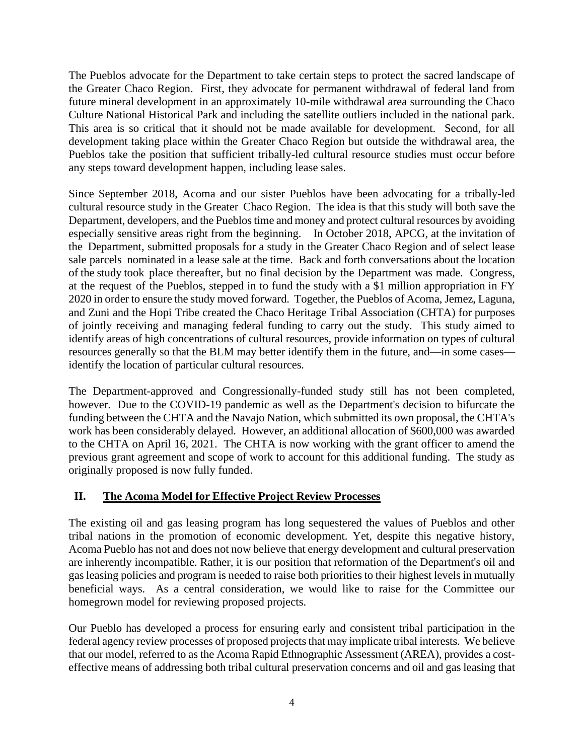The Pueblos advocate for the Department to take certain steps to protect the sacred landscape of the Greater Chaco Region. First, they advocate for permanent withdrawal of federal land from future mineral development in an approximately 10-mile withdrawal area surrounding the Chaco Culture National Historical Park and including the satellite outliers included in the national park. This area is so critical that it should not be made available for development. Second, for all development taking place within the Greater Chaco Region but outside the withdrawal area, the Pueblos take the position that sufficient tribally-led cultural resource studies must occur before any steps toward development happen, including lease sales.

Since September 2018, Acoma and our sister Pueblos have been advocating for a tribally-led cultural resource study in the Greater Chaco Region. The idea is that this study will both save the Department, developers, and the Pueblos time and money and protect cultural resources by avoiding especially sensitive areas right from the beginning. In October 2018, APCG, at the invitation of the Department, submitted proposals for a study in the Greater Chaco Region and of select lease sale parcels nominated in a lease sale at the time. Back and forth conversations about the location of the study took place thereafter, but no final decision by the Department was made. Congress, at the request of the Pueblos, stepped in to fund the study with a $1 million appropriation in FY 2020 in order to ensure the study moved forward. Together, the Pueblos of Acoma, Jemez, Laguna, and Zuni and the Hopi Tribe created the Chaco Heritage Tribal Association (CHTA) for purposes of jointly receiving and managing federal funding to carry out the study. This study aimed to identify areas of high concentrations of cultural resources, provide information on types of cultural resources generally so that the BLM may better identify them in the future, and—in some cases—identify the location of particular cultural resources.

The Department-approved and Congressionally-funded study still has not been completed, however. Due to the COVID-19 pandemic as well as the Department's decision to bifurcate the funding between the CHTA and the Navajo Nation, which submitted its own proposal, the CHTA's work has been considerably delayed. However, an additional allocation of $600,000 was awarded to the CHTA on April 16, 2021. The CHTA is now working with the grant officer to amend the previous grant agreement and scope of work to account for this additional funding. The study as originally proposed is now fully funded.

## II. The Acoma Model for Effective Project Review Processes

The existing oil and gas leasing program has long sequestered the values of Pueblos and other tribal nations in the promotion of economic development. Yet, despite this negative history, Acoma Pueblo has not and does not now believe that energy development and cultural preservation are inherently incompatible. Rather, it is our position that reformation of the Department's oil and gas leasing policies and program is needed to raise both priorities to their highest levels in mutually beneficial ways. As a central consideration, we would like to raise for the Committee our homegrown model for reviewing proposed projects.

Our Pueblo has developed a process for ensuring early and consistent tribal participation in the federal agency review processes of proposed projects that may implicate tribal interests. We believe that our model, referred to as the Acoma Rapid Ethnographic Assessment (AREA), provides a cost-effective means of addressing both tribal cultural preservation concerns and oil and gas leasing that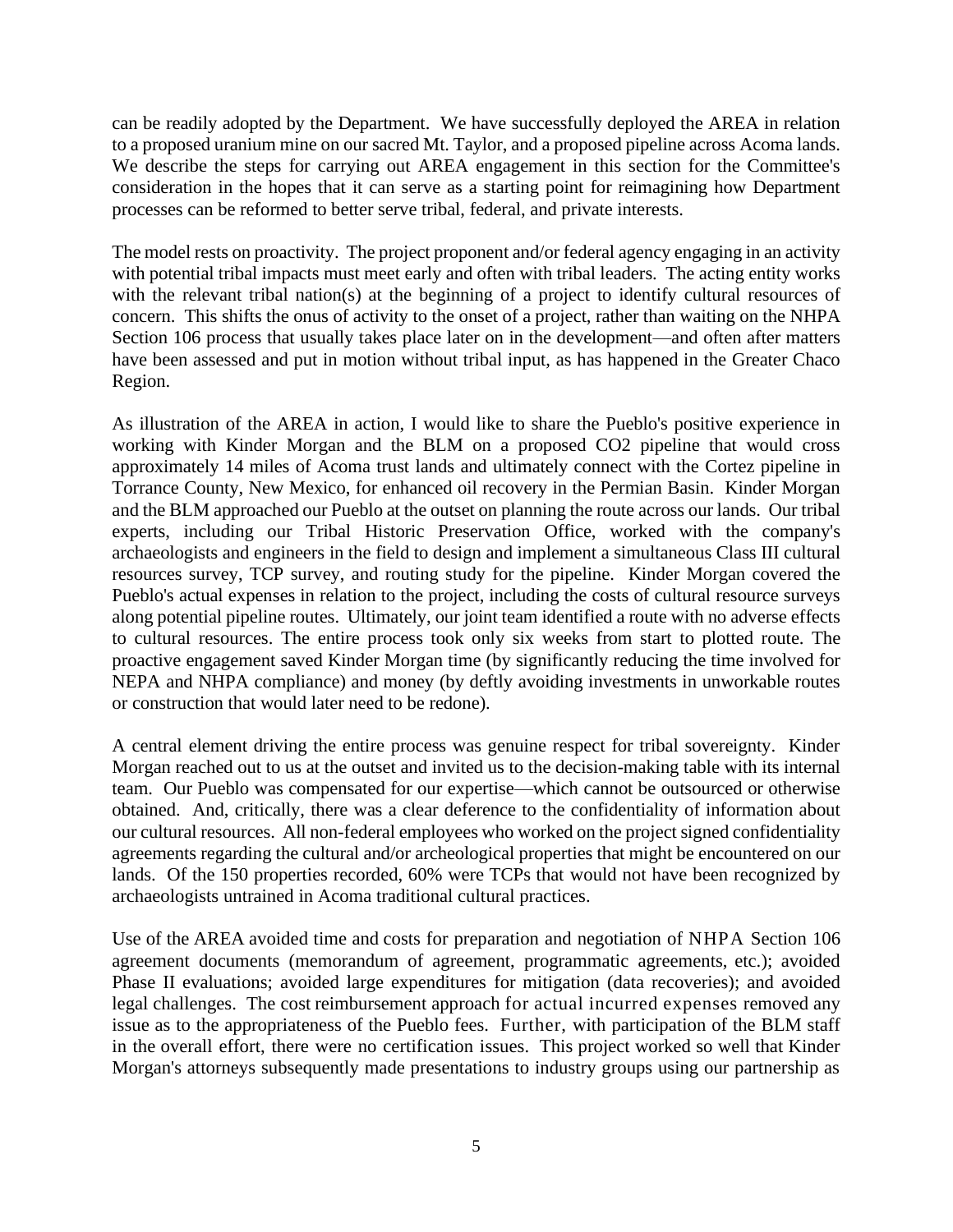can be readily adopted by the Department. We have successfully deployed the AREA in relation to a proposed uranium mine on our sacred Mt. Taylor, and a proposed pipeline across Acoma lands. We describe the steps for carrying out AREA engagement in this section for the Committee's consideration in the hopes that it can serve as a starting point for reimagining how Department processes can be reformed to better serve tribal, federal, and private interests.

The model rests on proactivity. The project proponent and/or federal agency engaging in an activity with potential tribal impacts must meet early and often with tribal leaders. The acting entity works with the relevant tribal nation(s) at the beginning of a project to identify cultural resources of concern. This shifts the onus of activity to the onset of a project, rather than waiting on the NHPA Section 106 process that usually takes place later on in the development—and often after matters have been assessed and put in motion without tribal input, as has happened in the Greater Chaco Region.

As illustration of the AREA in action, I would like to share the Pueblo's positive experience in working with Kinder Morgan and the BLM on a proposed $CO_2$ pipeline that would cross approximately 14 miles of Acoma trust lands and ultimately connect with the Cortez pipeline in Torrance County, New Mexico, for enhanced oil recovery in the Permian Basin. Kinder Morgan and the BLM approached our Pueblo at the outset on planning the route across our lands. Our tribal experts, including our Tribal Historic Preservation Office, worked with the company's archaeologists and engineers in the field to design and implement a simultaneous Class III cultural resources survey, TCP survey, and routing study for the pipeline. Kinder Morgan covered the Pueblo's actual expenses in relation to the project, including the costs of cultural resource surveys along potential pipeline routes. Ultimately, our joint team identified a route with no adverse effects to cultural resources. The entire process took only six weeks from start to plotted route. The proactive engagement saved Kinder Morgan time (by significantly reducing the time involved for NEPA and NHPA compliance) and money (by deftly avoiding investments in unworkable routes or construction that would later need to be redone).

A central element driving the entire process was genuine respect for tribal sovereignty. Kinder Morgan reached out to us at the outset and invited us to the decision-making table with its internal team. Our Pueblo was compensated for our expertise—which cannot be outsourced or otherwise obtained. And, critically, there was a clear deference to the confidentiality of information about our cultural resources. All non-federal employees who worked on the project signed confidentiality agreements regarding the cultural and/or archeological properties that might be encountered on our lands. Of the 150 properties recorded, 60% were TCPs that would not have been recognized by archaeologists untrained in Acoma traditional cultural practices.

Use of the AREA avoided time and costs for preparation and negotiation of NHPA Section 106 agreement documents (memorandum of agreement, programmatic agreements, etc.); avoided Phase II evaluations; avoided large expenditures for mitigation (data recoveries); and avoided legal challenges. The cost reimbursement approach for actual incurred expenses removed any issue as to the appropriateness of the Pueblo fees. Further, with participation of the BLM staff in the overall effort, there were no certification issues. This project worked so well that Kinder Morgan's attorneys subsequently made presentations to industry groups using our partnership as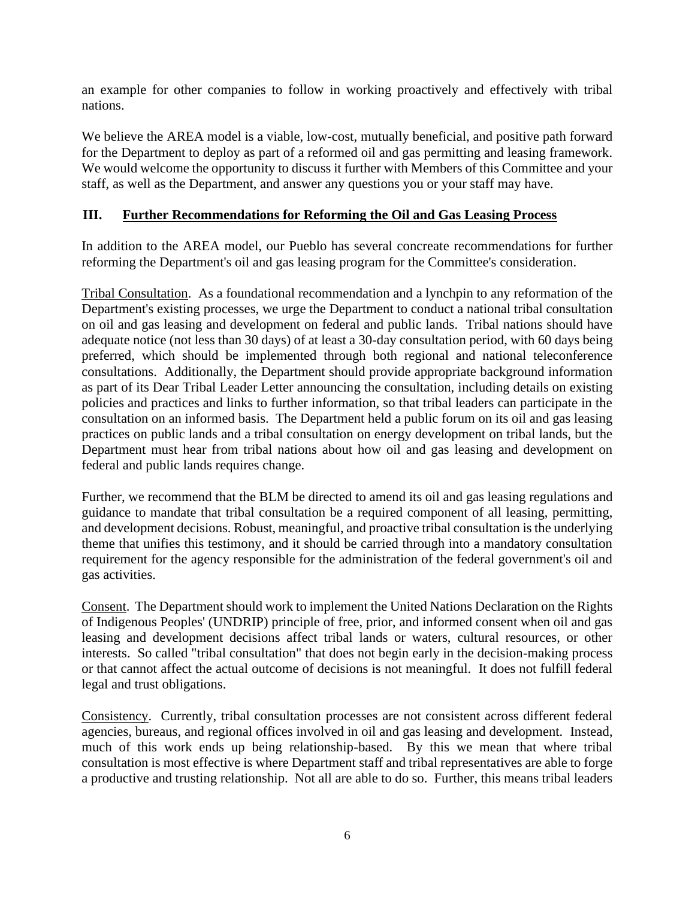an example for other companies to follow in working proactively and effectively with tribal nations.

We believe the AREA model is a viable, low-cost, mutually beneficial, and positive path forward for the Department to deploy as part of a reformed oil and gas permitting and leasing framework. We would welcome the opportunity to discuss it further with Members of this Committee and your staff, as well as the Department, and answer any questions you or your staff may have.

## III. Further Recommendations for Reforming the Oil and Gas Leasing Process

In addition to the AREA model, our Pueblo has several concreate recommendations for further reforming the Department's oil and gas leasing program for the Committee's consideration.

Tribal Consultation. As a foundational recommendation and a lynchpin to any reformation of the Department's existing processes, we urge the Department to conduct a national tribal consultation on oil and gas leasing and development on federal and public lands. Tribal nations should have adequate notice (not less than 30 days) of at least a 30-day consultation period, with 60 days being preferred, which should be implemented through both regional and national teleconference consultations. Additionally, the Department should provide appropriate background information as part of its Dear Tribal Leader Letter announcing the consultation, including details on existing policies and practices and links to further information, so that tribal leaders can participate in the consultation on an informed basis. The Department held a public forum on its oil and gas leasing practices on public lands and a tribal consultation on energy development on tribal lands, but the Department must hear from tribal nations about how oil and gas leasing and development on federal and public lands requires change.

Further, we recommend that the BLM be directed to amend its oil and gas leasing regulations and guidance to mandate that tribal consultation be a required component of all leasing, permitting, and development decisions. Robust, meaningful, and proactive tribal consultation is the underlying theme that unifies this testimony, and it should be carried through into a mandatory consultation requirement for the agency responsible for the administration of the federal government's oil and gas activities.

Consent. The Department should work to implement the United Nations Declaration on the Rights of Indigenous Peoples' (UNDRIP) principle of free, prior, and informed consent when oil and gas leasing and development decisions affect tribal lands or waters, cultural resources, or other interests. So called "tribal consultation" that does not begin early in the decision-making process or that cannot affect the actual outcome of decisions is not meaningful. It does not fulfill federal legal and trust obligations.

Consistency. Currently, tribal consultation processes are not consistent across different federal agencies, bureaus, and regional offices involved in oil and gas leasing and development. Instead, much of this work ends up being relationship-based. By this we mean that where tribal consultation is most effective is where Department staff and tribal representatives are able to forge a productive and trusting relationship. Not all are able to do so. Further, this means tribal leaders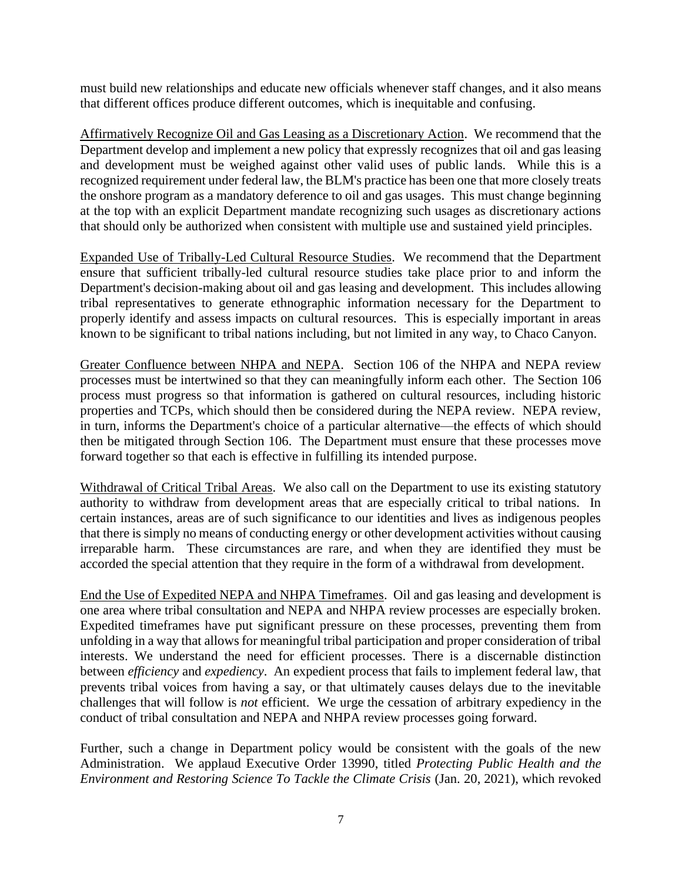must build new relationships and educate new officials whenever staff changes, and it also means that different offices produce different outcomes, which is inequitable and confusing.

<u>Affirmatively Recognize Oil and Gas Leasing as a Discretionary Action</u>. We recommend that the Department develop and implement a new policy that expressly recognizes that oil and gas leasing and development must be weighed against other valid uses of public lands. While this is a recognized requirement under federal law, the BLM's practice has been one that more closely treats the onshore program as a mandatory deference to oil and gas usages. This must change beginning at the top with an explicit Department mandate recognizing such usages as discretionary actions that should only be authorized when consistent with multiple use and sustained yield principles.

<u>Expanded Use of Tribally-Led Cultural Resource Studies</u>. We recommend that the Department ensure that sufficient tribally-led cultural resource studies take place prior to and inform the Department's decision-making about oil and gas leasing and development. This includes allowing tribal representatives to generate ethnographic information necessary for the Department to properly identify and assess impacts on cultural resources. This is especially important in areas known to be significant to tribal nations including, but not limited in any way, to Chaco Canyon.

<u>Greater Confluence between NHPA and NEPA</u>. Section 106 of the NHPA and NEPA review processes must be intertwined so that they can meaningfully inform each other. The Section 106 process must progress so that information is gathered on cultural resources, including historic properties and TCPs, which should then be considered during the NEPA review. NEPA review, in turn, informs the Department's choice of a particular alternative—the effects of which should then be mitigated through Section 106. The Department must ensure that these processes move forward together so that each is effective in fulfilling its intended purpose.

<u>Withdrawal of Critical Tribal Areas</u>. We also call on the Department to use its existing statutory authority to withdraw from development areas that are especially critical to tribal nations. In certain instances, areas are of such significance to our identities and lives as indigenous peoples that there is simply no means of conducting energy or other development activities without causing irreparable harm. These circumstances are rare, and when they are identified they must be accorded the special attention that they require in the form of a withdrawal from development.

<u>End the Use of Expedited NEPA and NHPA Timeframes</u>. Oil and gas leasing and development is one area where tribal consultation and NEPA and NHPA review processes are especially broken. Expedited timeframes have put significant pressure on these processes, preventing them from unfolding in a way that allows for meaningful tribal participation and proper consideration of tribal interests. We understand the need for efficient processes. There is a discernable distinction between *efficiency* and *expediency*. An expedient process that fails to implement federal law, that prevents tribal voices from having a say, or that ultimately causes delays due to the inevitable challenges that will follow is *not* efficient. We urge the cessation of arbitrary expediency in the conduct of tribal consultation and NEPA and NHPA review processes going forward.

Further, such a change in Department policy would be consistent with the goals of the new Administration. We applaud Executive Order 13990, titled *Protecting Public Health and the Environment and Restoring Science To Tackle the Climate Crisis* (Jan. 20, 2021), which revoked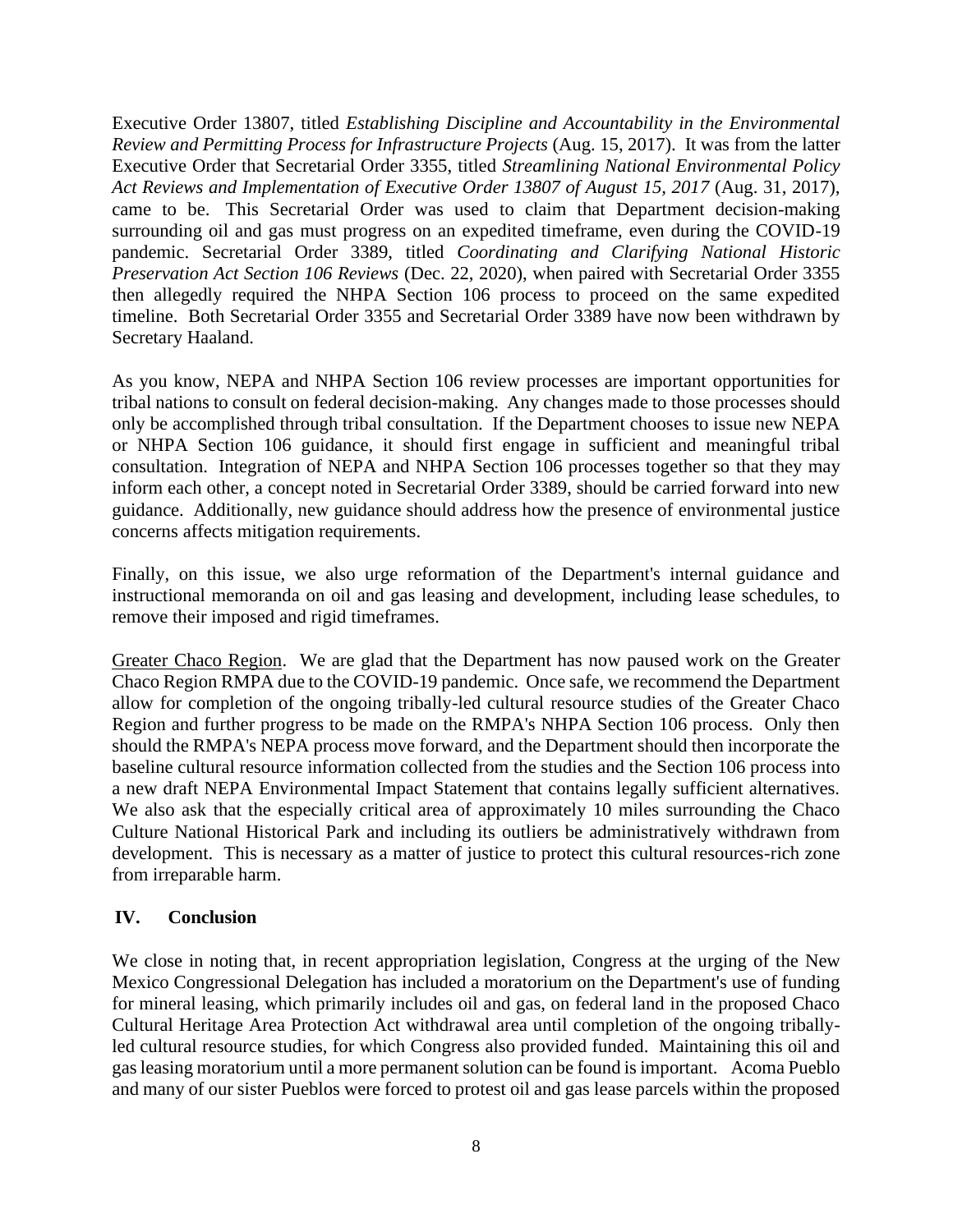Executive Order 13807, titled *Establishing Discipline and Accountability in the Environmental Review and Permitting Process for Infrastructure Projects* (Aug. 15, 2017). It was from the latter Executive Order that Secretarial Order 3355, titled *Streamlining National Environmental Policy Act Reviews and Implementation of Executive Order 13807 of August 15, 2017* (Aug. 31, 2017), came to be. This Secretarial Order was used to claim that Department decision-making surrounding oil and gas must progress on an expedited timeframe, even during the COVID-19 pandemic. Secretarial Order 3389, titled *Coordinating and Clarifying National Historic Preservation Act Section 106 Reviews* (Dec. 22, 2020), when paired with Secretarial Order 3355 then allegedly required the NHPA Section 106 process to proceed on the same expedited timeline. Both Secretarial Order 3355 and Secretarial Order 3389 have now been withdrawn by Secretary Haaland.

As you know, NEPA and NHPA Section 106 review processes are important opportunities for tribal nations to consult on federal decision-making. Any changes made to those processes should only be accomplished through tribal consultation. If the Department chooses to issue new NEPA or NHPA Section 106 guidance, it should first engage in sufficient and meaningful tribal consultation. Integration of NEPA and NHPA Section 106 processes together so that they may inform each other, a concept noted in Secretarial Order 3389, should be carried forward into new guidance. Additionally, new guidance should address how the presence of environmental justice concerns affects mitigation requirements.

Finally, on this issue, we also urge reformation of the Department's internal guidance and instructional memoranda on oil and gas leasing and development, including lease schedules, to remove their imposed and rigid timeframes.

<u>Greater Chaco Region</u>. We are glad that the Department has now paused work on the Greater Chaco Region RMPA due to the COVID-19 pandemic. Once safe, we recommend the Department allow for completion of the ongoing tribally-led cultural resource studies of the Greater Chaco Region and further progress to be made on the RMPA's NHPA Section 106 process. Only then should the RMPA's NEPA process move forward, and the Department should then incorporate the baseline cultural resource information collected from the studies and the Section 106 process into a new draft NEPA Environmental Impact Statement that contains legally sufficient alternatives. We also ask that the especially critical area of approximately 10 miles surrounding the Chaco Culture National Historical Park and including its outliers be administratively withdrawn from development. This is necessary as a matter of justice to protect this cultural resources-rich zone from irreparable harm.

## IV. Conclusion

We close in noting that, in recent appropriation legislation, Congress at the urging of the New Mexico Congressional Delegation has included a moratorium on the Department's use of funding for mineral leasing, which primarily includes oil and gas, on federal land in the proposed Chaco Cultural Heritage Area Protection Act withdrawal area until completion of the ongoing tribally-led cultural resource studies, for which Congress also provided funded. Maintaining this oil and gas leasing moratorium until a more permanent solution can be found is important. Acoma Pueblo and many of our sister Pueblos were forced to protest oil and gas lease parcels within the proposed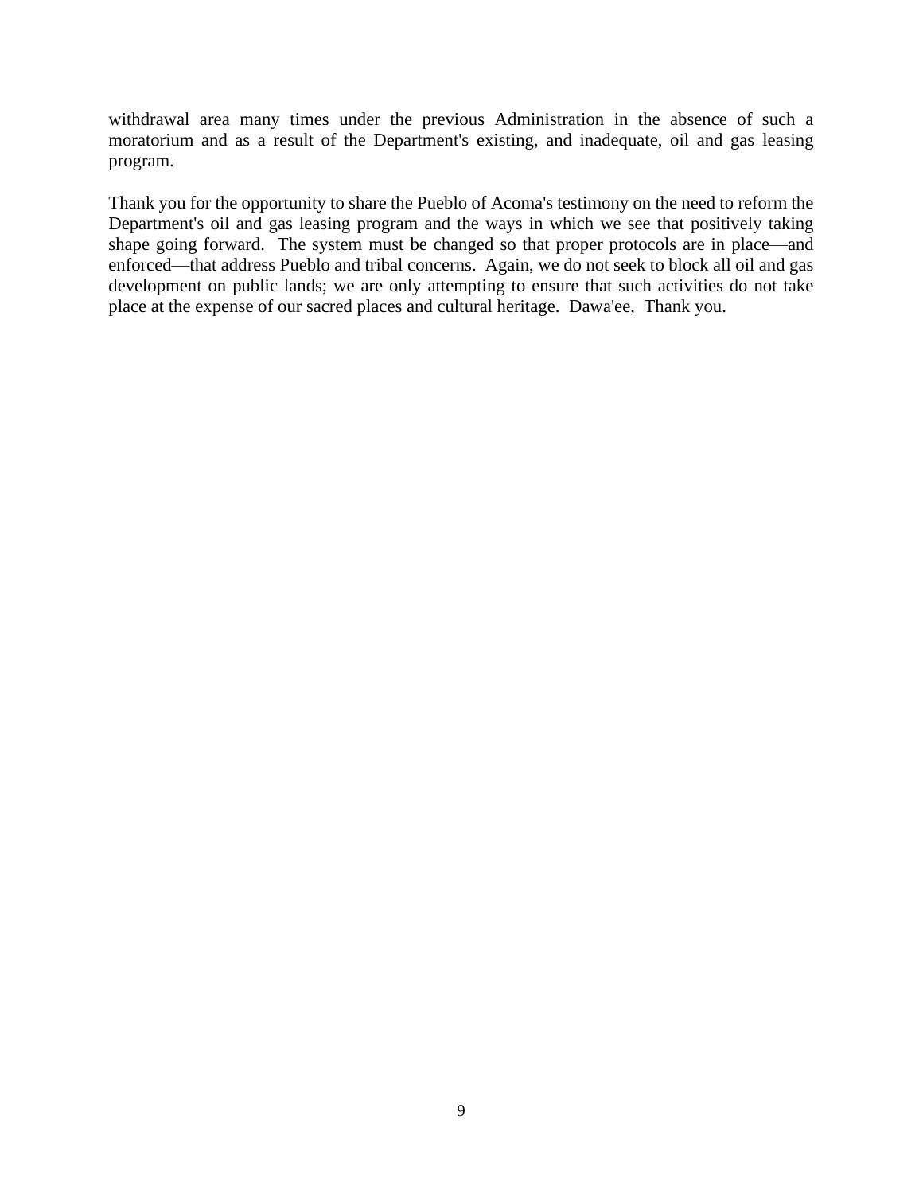withdrawal area many times under the previous Administration in the absence of such a moratorium and as a result of the Department's existing, and inadequate, oil and gas leasing program.

Thank you for the opportunity to share the Pueblo of Acoma's testimony on the need to reform the Department's oil and gas leasing program and the ways in which we see that positively taking shape going forward. The system must be changed so that proper protocols are in place—and enforced—that address Pueblo and tribal concerns. Again, we do not seek to block all oil and gas development on public lands; we are only attempting to ensure that such activities do not take place at the expense of our sacred places and cultural heritage. Dawa'ee, Thank you.